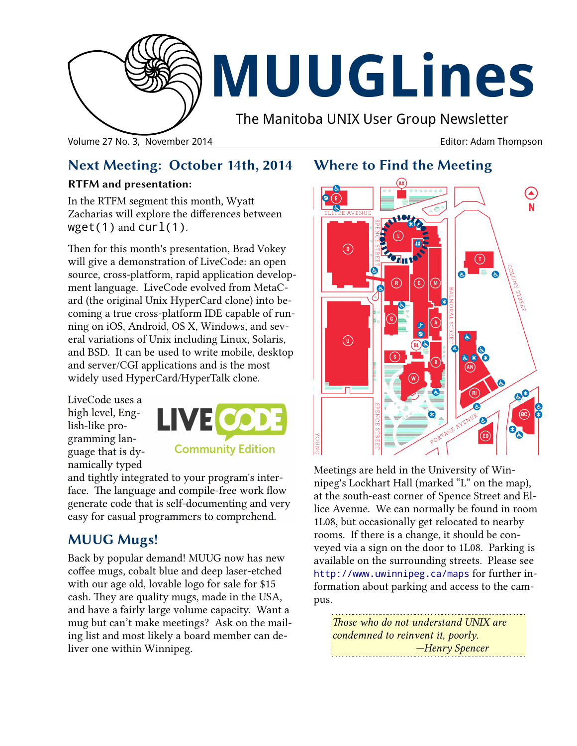# MUUGLines

The Manitoba UNIX User Group Newsletter

Volume 27 No. 3, November 2014 — Editor: Adam Thompson

## Next Meeting: October 14th, 2014

**RTFM and presentation:**

In the RTFM segment this month, Wyatt Zacharias will explore the differences between `wget(1)` and `curl(1)`.

Then for this month's presentation, Brad Vokey will give a demonstration of LiveCode: an open source, cross-platform, rapid application development language. LiveCode evolved from MetaCard (the original Unix HyperCard clone) into becoming a true cross-platform IDE capable of running on iOS, Android, OS X, Windows, and several variations of Unix including Linux, Solaris, and BSD. It can be used to write mobile, desktop and server/CGI applications and is the most widely used HyperCard/HyperTalk clone.

LiveCode uses a high level, English-like programming language that is dynamically typed and tightly integrated to your program's interface. The language and compile-free work flow generate code that is self-documenting and very easy for casual programmers to comprehend.

## MUUG Mugs!

Back by popular demand! MUUG now has new coffee mugs, cobalt blue and deep laser-etched with our age old, lovable logo for sale for $15 cash. They are quality mugs, made in the USA, and have a fairly large volume capacity. Want a mug but can't make meetings? Ask on the mailing list and most likely a board member can deliver one within Winnipeg.

## Where to Find the Meeting

Meetings are held in the University of Winnipeg's Lockhart Hall (marked "L" on the map), at the south-east corner of Spence Street and Ellice Avenue. We can normally be found in room 1L08, but occasionally get relocated to nearby rooms. If there is a change, it should be conveyed via a sign on the door to 1L08. Parking is available on the surrounding streets. Please see `http://www.uwinnipeg.ca/maps` for further information about parking and access to the campus.

> *Those who do not understand UNIX are condemned to reinvent it, poorly.*
> *—Henry Spencer*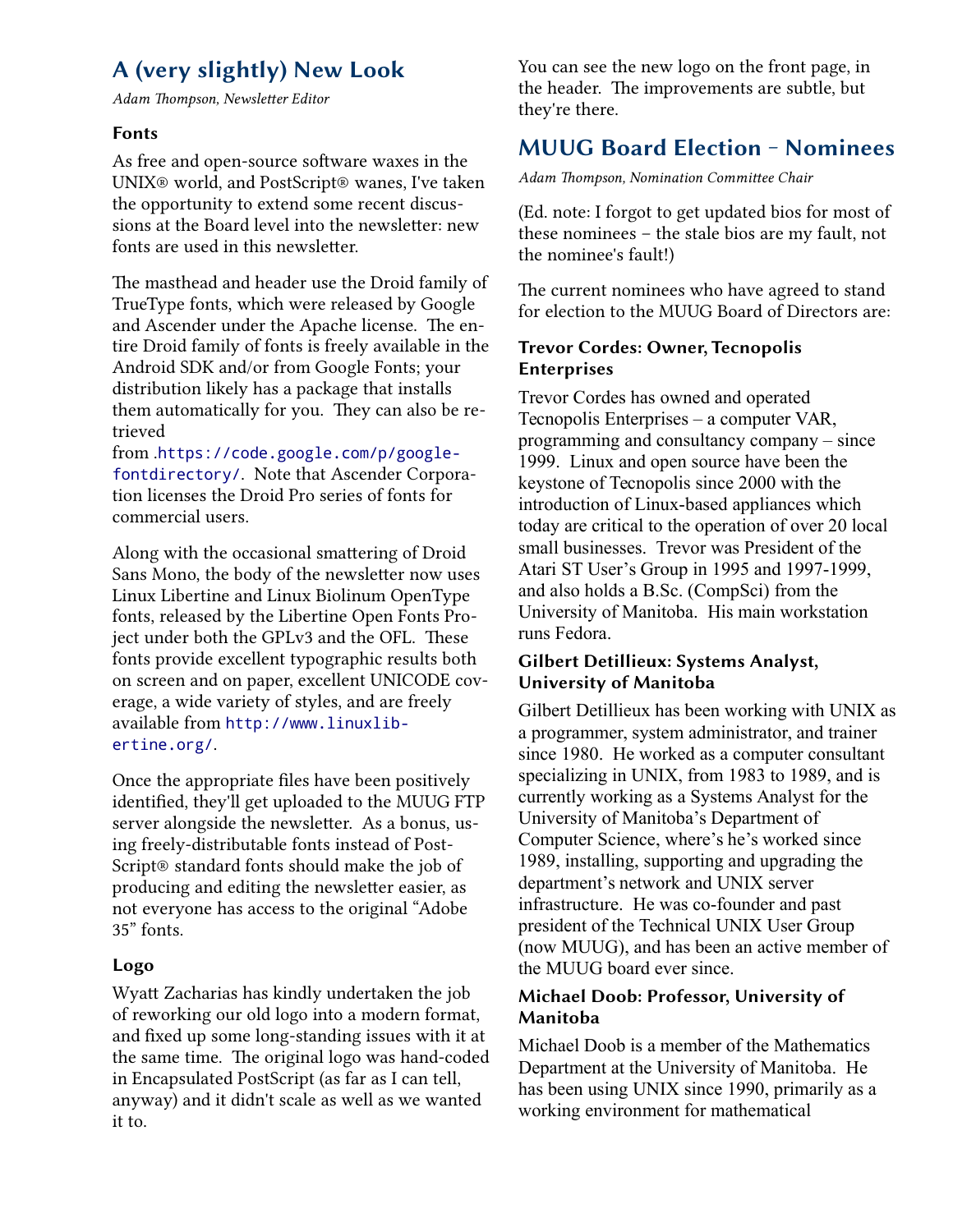## A (very slightly) New Look

*Adam Thompson, Newsletter Editor*

### Fonts

As free and open-source software waxes in the UNIX® world, and PostScript® wanes, I've taken the opportunity to extend some recent discussions at the Board level into the newsletter: new fonts are used in this newsletter.

The masthead and header use the Droid family of TrueType fonts, which were released by Google and Ascender under the Apache license. The entire Droid family of fonts is freely available in the Android SDK and/or from Google Fonts; your distribution likely has a package that installs them automatically for you. They can also be retrieved from .https://code.google.com/p/google-fontdirectory/. Note that Ascender Corporation licenses the Droid Pro series of fonts for commercial users.

Along with the occasional smattering of Droid Sans Mono, the body of the newsletter now uses Linux Libertine and Linux Biolinum OpenType fonts, released by the Libertine Open Fonts Project under both the GPLv3 and the OFL. These fonts provide excellent typographic results both on screen and on paper, excellent UNICODE coverage, a wide variety of styles, and are freely available from http://www.linuxlibertine.org/.

Once the appropriate files have been positively identified, they'll get uploaded to the MUUG FTP server alongside the newsletter. As a bonus, using freely-distributable fonts instead of PostScript® standard fonts should make the job of producing and editing the newsletter easier, as not everyone has access to the original "Adobe 35" fonts.

### Logo

Wyatt Zacharias has kindly undertaken the job of reworking our old logo into a modern format, and fixed up some long-standing issues with it at the same time. The original logo was hand-coded in Encapsulated PostScript (as far as I can tell, anyway) and it didn't scale as well as we wanted it to.

You can see the new logo on the front page, in the header. The improvements are subtle, but they're there.

## MUUG Board Election – Nominees

*Adam Thompson, Nomination Committee Chair*

(Ed. note: I forgot to get updated bios for most of these nominees – the stale bios are my fault, not the nominee's fault!)

The current nominees who have agreed to stand for election to the MUUG Board of Directors are:

### Trevor Cordes: Owner, Tecnopolis Enterprises

Trevor Cordes has owned and operated Tecnopolis Enterprises – a computer VAR, programming and consultancy company – since 1999. Linux and open source have been the keystone of Tecnopolis since 2000 with the introduction of Linux-based appliances which today are critical to the operation of over 20 local small businesses. Trevor was President of the Atari ST User's Group in 1995 and 1997-1999, and also holds a B.Sc. (CompSci) from the University of Manitoba. His main workstation runs Fedora.

### Gilbert Detillieux: Systems Analyst, University of Manitoba

Gilbert Detillieux has been working with UNIX as a programmer, system administrator, and trainer since 1980. He worked as a computer consultant specializing in UNIX, from 1983 to 1989, and is currently working as a Systems Analyst for the University of Manitoba's Department of Computer Science, where's he's worked since 1989, installing, supporting and upgrading the department's network and UNIX server infrastructure. He was co-founder and past president of the Technical UNIX User Group (now MUUG), and has been an active member of the MUUG board ever since.

### Michael Doob: Professor, University of Manitoba

Michael Doob is a member of the Mathematics Department at the University of Manitoba. He has been using UNIX since 1990, primarily as a working environment for mathematical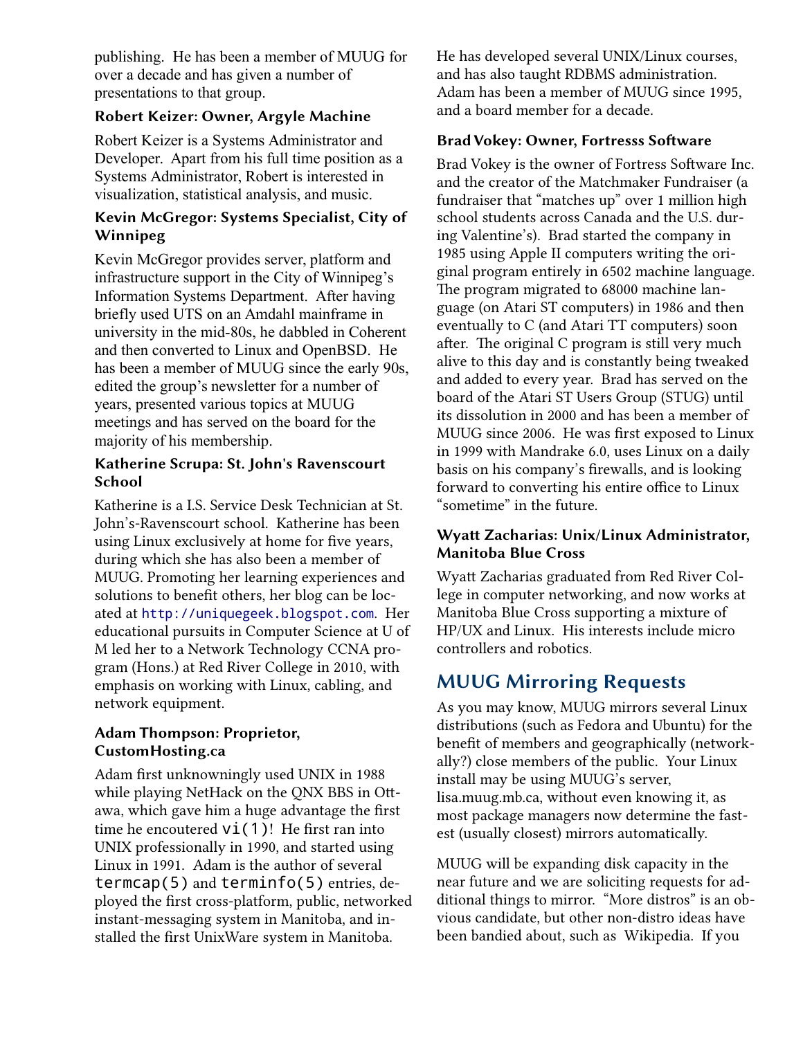publishing. He has been a member of MUUG for over a decade and has given a number of presentations to that group.

### Robert Keizer: Owner, Argyle Machine

Robert Keizer is a Systems Administrator and Developer. Apart from his full time position as a Systems Administrator, Robert is interested in visualization, statistical analysis, and music.

### Kevin McGregor: Systems Specialist, City of Winnipeg

Kevin McGregor provides server, platform and infrastructure support in the City of Winnipeg's Information Systems Department. After having briefly used UTS on an Amdahl mainframe in university in the mid-80s, he dabbled in Coherent and then converted to Linux and OpenBSD. He has been a member of MUUG since the early 90s, edited the group's newsletter for a number of years, presented various topics at MUUG meetings and has served on the board for the majority of his membership.

### Katherine Scrupa: St. John's Ravenscourt School

Katherine is a I.S. Service Desk Technician at St. John's-Ravenscourt school. Katherine has been using Linux exclusively at home for five years, during which she has also been a member of MUUG. Promoting her learning experiences and solutions to benefit others, her blog can be located at `http://uniquegeek.blogspot.com`. Her educational pursuits in Computer Science at U of M led her to a Network Technology CCNA program (Hons.) at Red River College in 2010, with emphasis on working with Linux, cabling, and network equipment.

### Adam Thompson: Proprietor, CustomHosting.ca

Adam first unknowningly used UNIX in 1988 while playing NetHack on the QNX BBS in Ottawa, which gave him a huge advantage the first time he encoutered `vi(1)`! He first ran into UNIX professionally in 1990, and started using Linux in 1991. Adam is the author of several `termcap(5)` and `terminfo(5)` entries, deployed the first cross-platform, public, networked instant-messaging system in Manitoba, and installed the first UnixWare system in Manitoba. He has developed several UNIX/Linux courses, and has also taught RDBMS administration. Adam has been a member of MUUG since 1995, and a board member for a decade.

### Brad Vokey: Owner, Fortresss Software

Brad Vokey is the owner of Fortress Software Inc. and the creator of the Matchmaker Fundraiser (a fundraiser that "matches up" over 1 million high school students across Canada and the U.S. during Valentine's). Brad started the company in 1985 using Apple II computers writing the original program entirely in 6502 machine language. The program migrated to 68000 machine language (on Atari ST computers) in 1986 and then eventually to C (and Atari TT computers) soon after. The original C program is still very much alive to this day and is constantly being tweaked and added to every year. Brad has served on the board of the Atari ST Users Group (STUG) until its dissolution in 2000 and has been a member of MUUG since 2006. He was first exposed to Linux in 1999 with Mandrake 6.0, uses Linux on a daily basis on his company's firewalls, and is looking forward to converting his entire office to Linux "sometime" in the future.

### Wyatt Zacharias: Unix/Linux Administrator, Manitoba Blue Cross

Wyatt Zacharias graduated from Red River College in computer networking, and now works at Manitoba Blue Cross supporting a mixture of HP/UX and Linux. His interests include micro controllers and robotics.

## MUUG Mirroring Requests

As you may know, MUUG mirrors several Linux distributions (such as Fedora and Ubuntu) for the benefit of members and geographically (networkally?) close members of the public. Your Linux install may be using MUUG's server, lisa.muug.mb.ca, without even knowing it, as most package managers now determine the fastest (usually closest) mirrors automatically.

MUUG will be expanding disk capacity in the near future and we are soliciting requests for additional things to mirror. "More distros" is an obvious candidate, but other non-distro ideas have been bandied about, such as Wikipedia. If you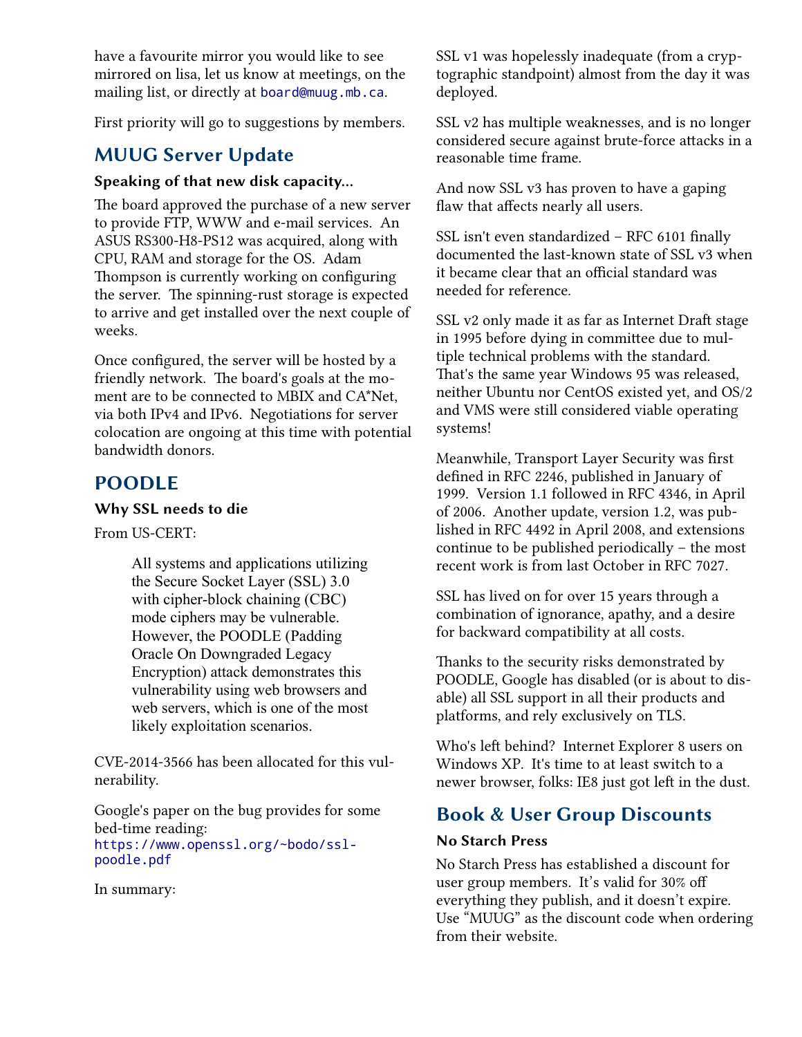have a favourite mirror you would like to see mirrored on lisa, let us know at meetings, on the mailing list, or directly at board@muug.mb.ca.

First priority will go to suggestions by members.

## MUUG Server Update

### Speaking of that new disk capacity…

The board approved the purchase of a new server to provide FTP, WWW and e-mail services. An ASUS RS300-H8-PS12 was acquired, along with CPU, RAM and storage for the OS. Adam Thompson is currently working on configuring the server. The spinning-rust storage is expected to arrive and get installed over the next couple of weeks.

Once configured, the server will be hosted by a friendly network. The board's goals at the moment are to be connected to MBIX and CA*Net, via both IPv4 and IPv6. Negotiations for server colocation are ongoing at this time with potential bandwidth donors.

## POODLE

### Why SSL needs to die

From US-CERT:

> All systems and applications utilizing the Secure Socket Layer (SSL) 3.0 with cipher-block chaining (CBC) mode ciphers may be vulnerable. However, the POODLE (Padding Oracle On Downgraded Legacy Encryption) attack demonstrates this vulnerability using web browsers and web servers, which is one of the most likely exploitation scenarios.

CVE-2014-3566 has been allocated for this vulnerability.

Google's paper on the bug provides for some bed-time reading:
https://www.openssl.org/~bodo/ssl-poodle.pdf

In summary:

SSL v1 was hopelessly inadequate (from a cryptographic standpoint) almost from the day it was deployed.

SSL v2 has multiple weaknesses, and is no longer considered secure against brute-force attacks in a reasonable time frame.

And now SSL v3 has proven to have a gaping flaw that affects nearly all users.

SSL isn't even standardized – RFC 6101 finally documented the last-known state of SSL v3 when it became clear that an official standard was needed for reference.

SSL v2 only made it as far as Internet Draft stage in 1995 before dying in committee due to multiple technical problems with the standard. That's the same year Windows 95 was released, neither Ubuntu nor CentOS existed yet, and OS/2 and VMS were still considered viable operating systems!

Meanwhile, Transport Layer Security was first defined in RFC 2246, published in January of 1999. Version 1.1 followed in RFC 4346, in April of 2006. Another update, version 1.2, was published in RFC 4492 in April 2008, and extensions continue to be published periodically – the most recent work is from last October in RFC 7027.

SSL has lived on for over 15 years through a combination of ignorance, apathy, and a desire for backward compatibility at all costs.

Thanks to the security risks demonstrated by POODLE, Google has disabled (or is about to disable) all SSL support in all their products and platforms, and rely exclusively on TLS.

Who's left behind? Internet Explorer 8 users on Windows XP. It's time to at least switch to a newer browser, folks: IE8 just got left in the dust.

## Book & User Group Discounts

### No Starch Press

No Starch Press has established a discount for user group members. It's valid for 30% off everything they publish, and it doesn't expire. Use "MUUG" as the discount code when ordering from their website.